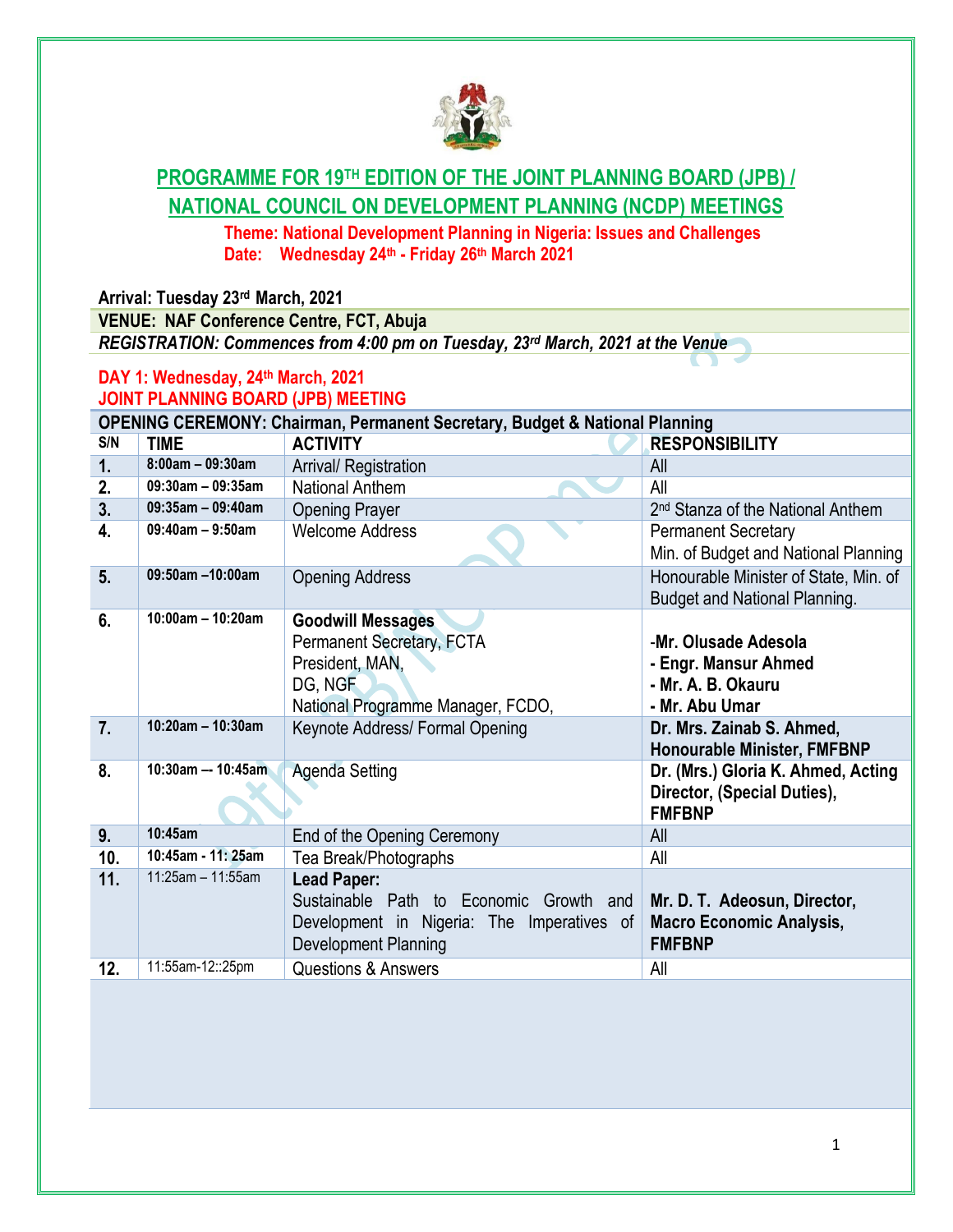# PROGRAMME FOR 19TH EDITION OF THE JOINT PLANNING BOARD (JPB) / NATIONAL COUNCIL ON DEVELOPMENT PLANNING (NCDP) MEETINGS

**Theme: National Development Planning in Nigeria: Issues and Challenges**
**Date: Wednesday 24th - Friday 26th March 2021**

**Arrival: Tuesday 23rd March, 2021**

**VENUE: NAF Conference Centre, FCT, Abuja**

***REGISTRATION: Commences from 4:00 pm on Tuesday, 23rd March, 2021 at the Venue***

## DAY 1: Wednesday, 24th March, 2021
## JOINT PLANNING BOARD (JPB) MEETING

**OPENING CEREMONY: Chairman, Permanent Secretary, Budget & National Planning**

| S/N | TIME | ACTIVITY | RESPONSIBILITY |
|---|---|---|---|
| 1. | 8:00am – 09:30am | Arrival/ Registration | All |
| 2. | 09:30am – 09:35am | National Anthem | All |
| 3. | 09:35am – 09:40am | Opening Prayer | 2nd Stanza of the National Anthem |
| 4. | 09:40am – 9:50am | Welcome Address | Permanent Secretary Min. of Budget and National Planning |
| 5. | 09:50am –10:00am | Opening Address | Honourable Minister of State, Min. of Budget and National Planning. |
| 6. | 10:00am – 10:20am | **Goodwill Messages** Permanent Secretary, FCTA President, MAN, DG, NGF National Programme Manager, FCDO, | **-Mr. Olusade Adesola - Engr. Mansur Ahmed - Mr. A. B. Okauru - Mr. Abu Umar** |
| 7. | 10:20am – 10:30am | Keynote Address/ Formal Opening | **Dr. Mrs. Zainab S. Ahmed, Honourable Minister, FMFBNP** |
| 8. | 10:30am –- 10:45am | Agenda Setting | **Dr. (Mrs.) Gloria K. Ahmed, Acting Director, (Special Duties), FMFBNP** |
| 9. | 10:45am | End of the Opening Ceremony | All |
| 10. | 10:45am - 11: 25am | Tea Break/Photographs | All |
| 11. | 11:25am – 11:55am | **Lead Paper:** Sustainable Path to Economic Growth and Development in Nigeria: The Imperatives of Development Planning | **Mr. D. T. Adeosun, Director, Macro Economic Analysis, FMFBNP** |
| 12. | 11:55am-12::25pm | Questions & Answers | All |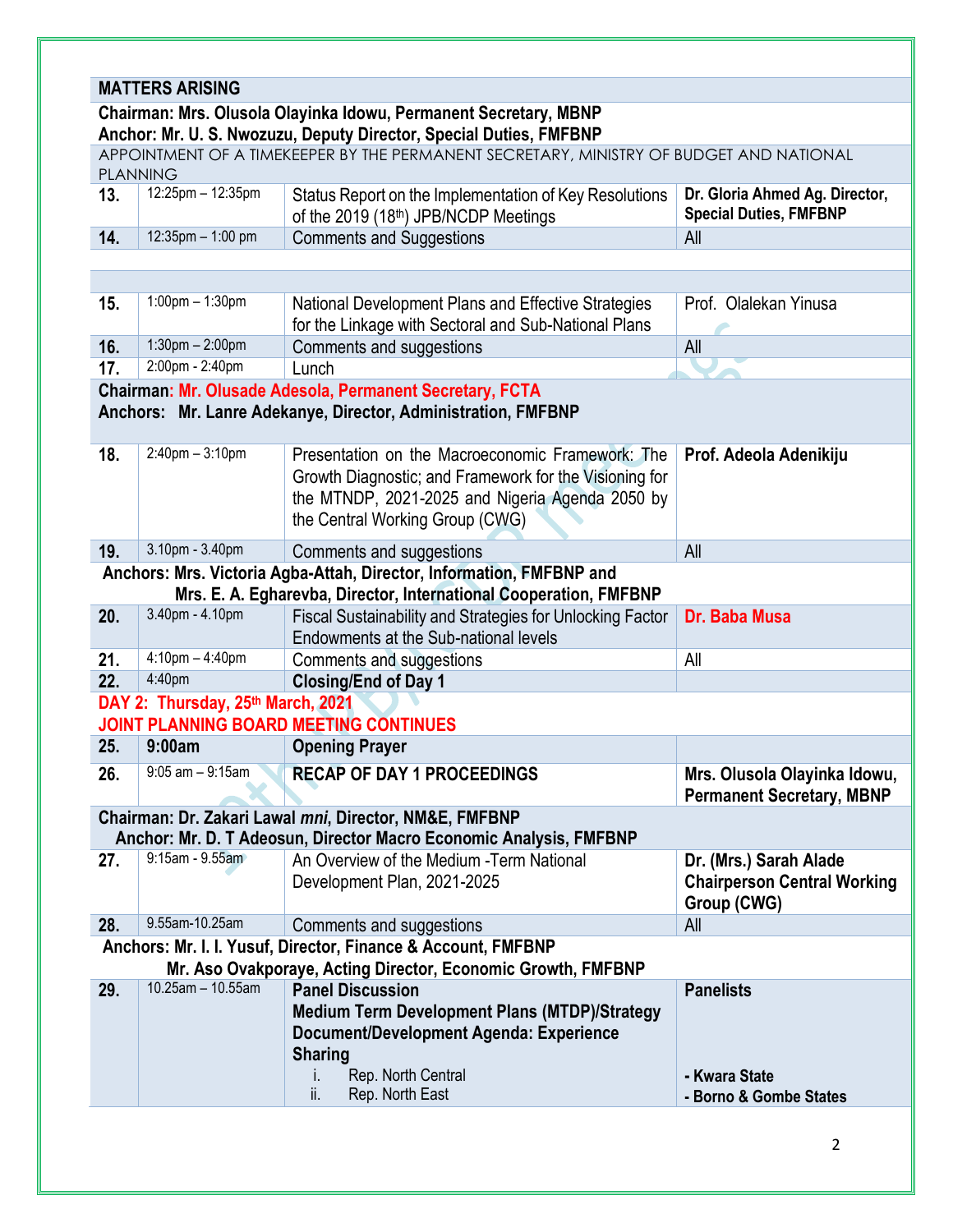| | | | |
|---|---|---|---|
| **MATTERS ARISING** | | | |
| **Chairman: Mrs. Olusola Olayinka Idowu, Permanent Secretary, MBNP**<br>**Anchor: Mr. U. S. Nwozuzu, Deputy Director, Special Duties, FMFBNP** | | | |
| APPOINTMENT OF A TIMEKEEPER BY THE PERMANENT SECRETARY, MINISTRY OF BUDGET AND NATIONAL PLANNING | | | |
| **13.** | 12:25pm – 12:35pm | Status Report on the Implementation of Key Resolutions of the 2019 (18th) JPB/NCDP Meetings | **Dr. Gloria Ahmed Ag. Director, Special Duties, FMFBNP** |
| **14.** | 12:35pm – 1:00 pm | Comments and Suggestions | All |
| | | | |
| **15.** | 1:00pm – 1:30pm | National Development Plans and Effective Strategies for the Linkage with Sectoral and Sub-National Plans | Prof. Olalekan Yinusa |
| **16.** | 1:30pm – 2:00pm | Comments and suggestions | All |
| **17.** | 2:00pm - 2:40pm | Lunch | |
| **Chairman: Mr. Olusade Adesola, Permanent Secretary, FCTA**<br>**Anchors: Mr. Lanre Adekanye, Director, Administration, FMFBNP** | | | |
| **18.** | 2:40pm – 3:10pm | Presentation on the Macroeconomic Framework: The Growth Diagnostic; and Framework for the Visioning for the MTNDP, 2021-2025 and Nigeria Agenda 2050 by the Central Working Group (CWG) | **Prof. Adeola Adenikiju** |
| **19.** | 3.10pm - 3.40pm | Comments and suggestions | All |
| **Anchors: Mrs. Victoria Agba-Attah, Director, Information, FMFBNP and**<br>**Mrs. E. A. Egharevba, Director, International Cooperation, FMFBNP** | | | |
| **20.** | 3.40pm - 4.10pm | Fiscal Sustainability and Strategies for Unlocking Factor Endowments at the Sub-national levels | **Dr. Baba Musa** |
| **21.** | 4:10pm – 4:40pm | Comments and suggestions | All |
| **22.** | 4:40pm | **Closing/End of Day 1** | |
| **DAY 2: Thursday, 25th March, 2021**<br>**JOINT PLANNING BOARD MEETING CONTINUES** | | | |
| **25.** | **9:00am** | **Opening Prayer** | |
| **26.** | 9:05 am – 9:15am | **RECAP OF DAY 1 PROCEEDINGS** | **Mrs. Olusola Olayinka Idowu, Permanent Secretary, MBNP** |
| **Chairman: Dr. Zakari Lawal *mni*, Director, NM&E, FMFBNP**<br>**Anchor: Mr. D. T Adeosun, Director Macro Economic Analysis, FMFBNP** | | | |
| **27.** | 9:15am - 9.55am | An Overview of the Medium -Term National Development Plan, 2021-2025 | **Dr. (Mrs.) Sarah Alade Chairperson Central Working Group (CWG)** |
| **28.** | 9.55am-10.25am | Comments and suggestions | All |
| **Anchors: Mr. I. I. Yusuf, Director, Finance & Account, FMFBNP**<br>**Mr. Aso Ovakporaye, Acting Director, Economic Growth, FMFBNP** | | | |
| **29.** | 10.25am – 10.55am | **Panel Discussion**<br>**Medium Term Development Plans (MTDP)/Strategy Document/Development Agenda: Experience Sharing**<br>i. Rep. North Central<br>ii. Rep. North East | **Panelists**<br><br>**- Kwara State**<br>**- Borno & Gombe States** |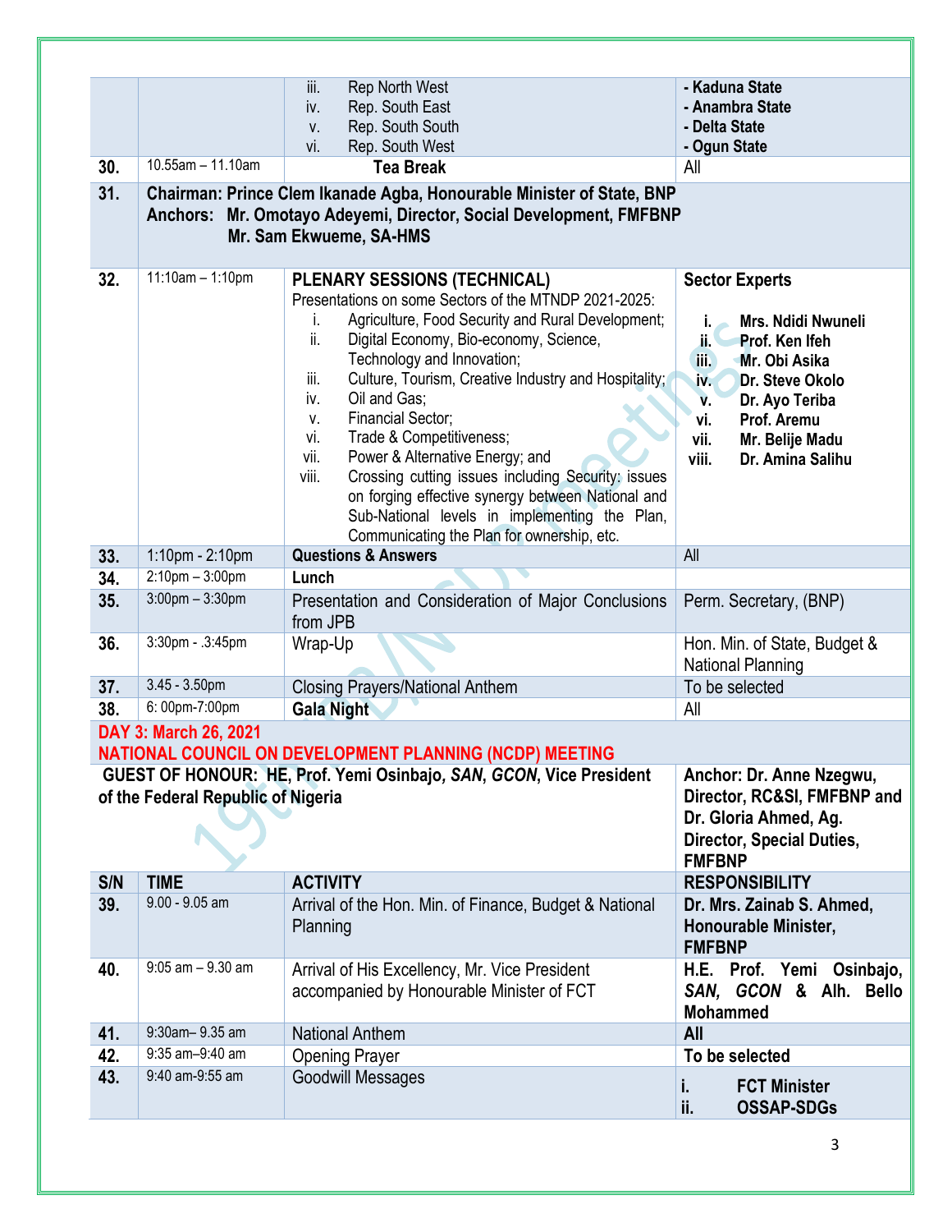| | | | |
|---|---|---|---|
| | | iii. Rep North West<br>iv. Rep. South East<br>v. Rep. South South<br>vi. Rep. South West | **- Kaduna State**<br>**- Anambra State**<br>**- Delta State**<br>**- Ogun State** |
| **30.** | 10.55am – 11.10am | **Tea Break** | All |
| **31.** | **Chairman: Prince Clem Ikanade Agba, Honourable Minister of State, BNP**<br>**Anchors: Mr. Omotayo Adeyemi, Director, Social Development, FMFBNP**<br>**Mr. Sam Ekwueme, SA-HMS** | | |
| **32.** | 11:10am – 1:10pm | **PLENARY SESSIONS (TECHNICAL)**<br>Presentations on some Sectors of the MTNDP 2021-2025:<br>i. Agriculture, Food Security and Rural Development;<br>ii. Digital Economy, Bio-economy, Science, Technology and Innovation;<br>iii. Culture, Tourism, Creative Industry and Hospitality;<br>iv. Oil and Gas;<br>v. Financial Sector;<br>vi. Trade & Competitiveness;<br>vii. Power & Alternative Energy; and<br>viii. Crossing cutting issues including Security: issues on forging effective synergy between National and Sub-National levels in implementing the Plan, Communicating the Plan for ownership, etc. | **Sector Experts**<br>**i. Mrs. Ndidi Nwuneli**<br>**ii. Prof. Ken Ifeh**<br>**iii. Mr. Obi Asika**<br>**iv. Dr. Steve Okolo**<br>**v. Dr. Ayo Teriba**<br>**vi. Prof. Aremu**<br>**vii. Mr. Belije Madu**<br>**viii. Dr. Amina Salihu** |
| **33.** | 1:10pm - 2:10pm | **Questions & Answers** | All |
| **34.** | 2:10pm – 3:00pm | **Lunch** | |
| **35.** | 3:00pm – 3:30pm | Presentation and Consideration of Major Conclusions from JPB | Perm. Secretary, (BNP) |
| **36.** | 3:30pm - .3:45pm | Wrap-Up | Hon. Min. of State, Budget & National Planning |
| **37.** | 3.45 - 3.50pm | Closing Prayers/National Anthem | To be selected |
| **38.** | 6: 00pm-7:00pm | **Gala Night** | All |

**DAY 3: March 26, 2021**

**NATIONAL COUNCIL ON DEVELOPMENT PLANNING (NCDP) MEETING**

| | | | |
|---|---|---|---|
| **GUEST OF HONOUR: HE, Prof. Yemi Osinbajo, *SAN*, *GCON*, Vice President of the Federal Republic of Nigeria** | | | **Anchor: Dr. Anne Nzegwu, Director, RC&SI, FMFBNP and Dr. Gloria Ahmed, Ag. Director, Special Duties, FMFBNP** |
| **S/N** | **TIME** | **ACTIVITY** | **RESPONSIBILITY** |
| **39.** | 9.00 - 9.05 am | Arrival of the Hon. Min. of Finance, Budget & National Planning | **Dr. Mrs. Zainab S. Ahmed, Honourable Minister, FMFBNP** |
| **40.** | 9:05 am – 9.30 am | Arrival of His Excellency, Mr. Vice President accompanied by Honourable Minister of FCT | **H.E. Prof. Yemi Osinbajo, *SAN, GCON* & Alh. Bello Mohammed** |
| **41.** | 9:30am– 9.35 am | National Anthem | **All** |
| **42.** | 9:35 am–9:40 am | Opening Prayer | **To be selected** |
| **43.** | 9:40 am-9:55 am | Goodwill Messages | **i. FCT Minister**<br>**ii. OSSAP-SDGs** |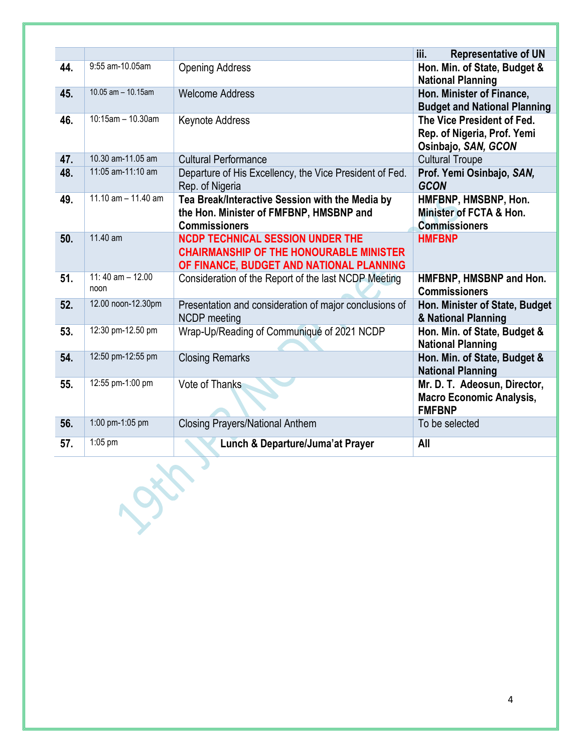| | | | |
|---|---|---|---|
| | | | **iii. Representative of UN** |
| **44.** | 9:55 am-10.05am | Opening Address | **Hon. Min. of State, Budget & National Planning** |
| **45.** | 10.05 am – 10.15am | Welcome Address | **Hon. Minister of Finance, Budget and National Planning** |
| **46.** | 10:15am – 10.30am | Keynote Address | **The Vice President of Fed. Rep. of Nigeria, Prof. Yemi Osinbajo, *SAN, GCON*** |
| **47.** | 10.30 am-11.05 am | Cultural Performance | Cultural Troupe |
| **48.** | 11:05 am-11:10 am | Departure of His Excellency, the Vice President of Fed. Rep. of Nigeria | **Prof. Yemi Osinbajo, *SAN, GCON*** |
| **49.** | 11.10 am – 11.40 am | **Tea Break/Interactive Session with the Media by the Hon. Minister of FMFBNP, HMSBNP and Commissioners** | **HMFBNP, HMSBNP, Hon. Minister of FCTA & Hon. Commissioners** |
| **50.** | 11.40 am | **NCDP TECHNICAL SESSION UNDER THE CHAIRMANSHIP OF THE HONOURABLE MINISTER OF FINANCE, BUDGET AND NATIONAL PLANNING** | **HMFBNP** |
| **51.** | 11: 40 am – 12.00 noon | Consideration of the Report of the last NCDP Meeting | **HMFBNP, HMSBNP and Hon. Commissioners** |
| **52.** | 12.00 noon-12.30pm | Presentation and consideration of major conclusions of NCDP meeting | **Hon. Minister of State, Budget & National Planning** |
| **53.** | 12:30 pm-12.50 pm | Wrap-Up/Reading of Communiqué of 2021 NCDP | **Hon. Min. of State, Budget & National Planning** |
| **54.** | 12:50 pm-12:55 pm | Closing Remarks | **Hon. Min. of State, Budget & National Planning** |
| **55.** | 12:55 pm-1:00 pm | Vote of Thanks | **Mr. D. T. Adeosun, Director, Macro Economic Analysis, FMFBNP** |
| **56.** | 1:00 pm-1:05 pm | Closing Prayers/National Anthem | To be selected |
| **57.** | 1:05 pm | **Lunch & Departure/Juma'at Prayer** | **All** |